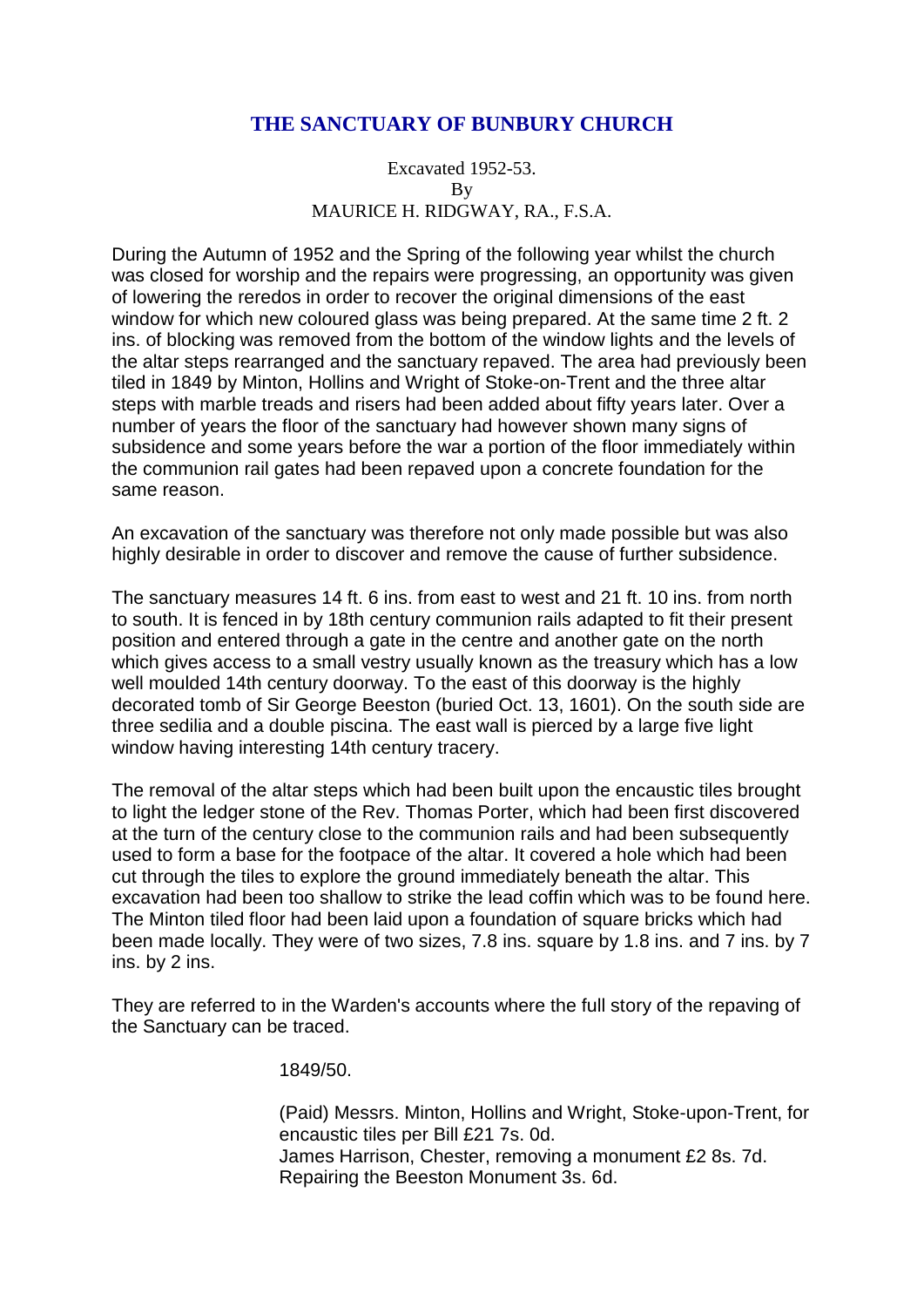# THE SANCTUARY OF BUNBURY CHURCH

Excavated 1952-53.
By
MAURICE H. RIDGWAY, RA., F.S.A.

During the Autumn of 1952 and the Spring of the following year whilst the church was closed for worship and the repairs were progressing, an opportunity was given of lowering the reredos in order to recover the original dimensions of the east window for which new coloured glass was being prepared. At the same time 2 ft. 2 ins. of blocking was removed from the bottom of the window lights and the levels of the altar steps rearranged and the sanctuary repaved. The area had previously been tiled in 1849 by Minton, Hollins and Wright of Stoke-on-Trent and the three altar steps with marble treads and risers had been added about fifty years later. Over a number of years the floor of the sanctuary had however shown many signs of subsidence and some years before the war a portion of the floor immediately within the communion rail gates had been repaved upon a concrete foundation for the same reason.

An excavation of the sanctuary was therefore not only made possible but was also highly desirable in order to discover and remove the cause of further subsidence.

The sanctuary measures 14 ft. 6 ins. from east to west and 21 ft. 10 ins. from north to south. It is fenced in by 18th century communion rails adapted to fit their present position and entered through a gate in the centre and another gate on the north which gives access to a small vestry usually known as the treasury which has a low well moulded 14th century doorway. To the east of this doorway is the highly decorated tomb of Sir George Beeston (buried Oct. 13, 1601). On the south side are three sedilia and a double piscina. The east wall is pierced by a large five light window having interesting 14th century tracery.

The removal of the altar steps which had been built upon the encaustic tiles brought to light the ledger stone of the Rev. Thomas Porter, which had been first discovered at the turn of the century close to the communion rails and had been subsequently used to form a base for the footpace of the altar. It covered a hole which had been cut through the tiles to explore the ground immediately beneath the altar. This excavation had been too shallow to strike the lead coffin which was to be found here. The Minton tiled floor had been laid upon a foundation of square bricks which had been made locally. They were of two sizes, 7.8 ins. square by 1.8 ins. and 7 ins. by 7 ins. by 2 ins.

They are referred to in the Warden's accounts where the full story of the repaving of the Sanctuary can be traced.

1849/50.

(Paid) Messrs. Minton, Hollins and Wright, Stoke-upon-Trent, for encaustic tiles per Bill £21 7s. 0d.
James Harrison, Chester, removing a monument £2 8s. 7d.
Repairing the Beeston Monument 3s. 6d.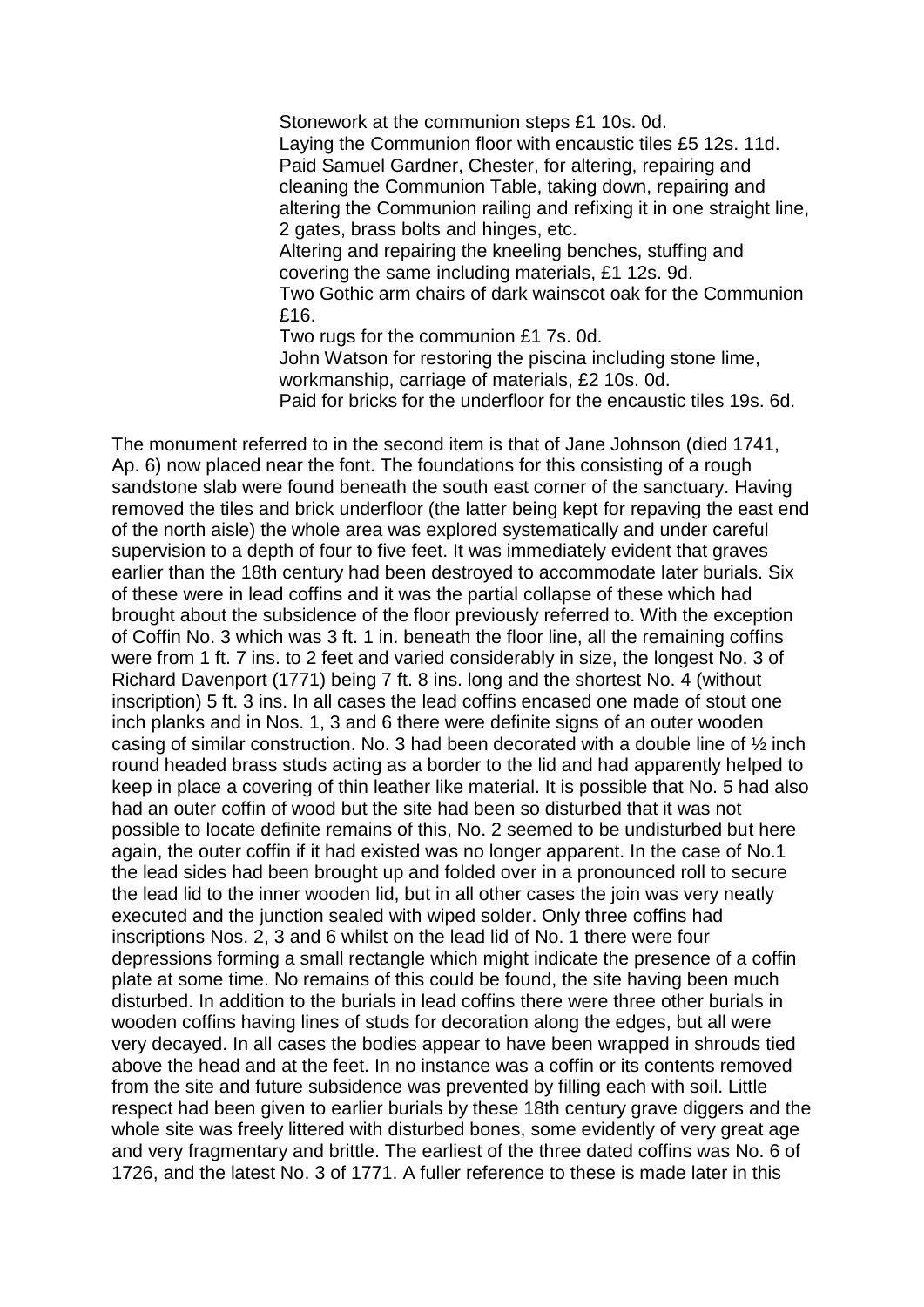Stonework at the communion steps £1 10s. 0d.  
Laying the Communion floor with encaustic tiles £5 12s. 11d.  
Paid Samuel Gardner, Chester, for altering, repairing and cleaning the Communion Table, taking down, repairing and altering the Communion railing and refixing it in one straight line, 2 gates, brass bolts and hinges, etc.  
Altering and repairing the kneeling benches, stuffing and covering the same including materials, £1 12s. 9d.  
Two Gothic arm chairs of dark wainscot oak for the Communion £16.  
Two rugs for the communion £1 7s. 0d.  
John Watson for restoring the piscina including stone lime, workmanship, carriage of materials, £2 10s. 0d.  
Paid for bricks for the underfloor for the encaustic tiles 19s. 6d.

The monument referred to in the second item is that of Jane Johnson (died 1741, Ap. 6) now placed near the font. The foundations for this consisting of a rough sandstone slab were found beneath the south east corner of the sanctuary. Having removed the tiles and brick underfloor (the latter being kept for repaving the east end of the north aisle) the whole area was explored systematically and under careful supervision to a depth of four to five feet. It was immediately evident that graves earlier than the 18th century had been destroyed to accommodate later burials. Six of these were in lead coffins and it was the partial collapse of these which had brought about the subsidence of the floor previously referred to. With the exception of Coffin No. 3 which was 3 ft. 1 in. beneath the floor line, all the remaining coffins were from 1 ft. 7 ins. to 2 feet and varied considerably in size, the longest No. 3 of Richard Davenport (1771) being 7 ft. 8 ins. long and the shortest No. 4 (without inscription) 5 ft. 3 ins. In all cases the lead coffins encased one made of stout one inch planks and in Nos. 1, 3 and 6 there were definite signs of an outer wooden casing of similar construction. No. 3 had been decorated with a double line of ½ inch round headed brass studs acting as a border to the lid and had apparently helped to keep in place a covering of thin leather like material. It is possible that No. 5 had also had an outer coffin of wood but the site had been so disturbed that it was not possible to locate definite remains of this, No. 2 seemed to be undisturbed but here again, the outer coffin if it had existed was no longer apparent. In the case of No.1 the lead sides had been brought up and folded over in a pronounced roll to secure the lead lid to the inner wooden lid, but in all other cases the join was very neatly executed and the junction sealed with wiped solder. Only three coffins had inscriptions Nos. 2, 3 and 6 whilst on the lead lid of No. 1 there were four depressions forming a small rectangle which might indicate the presence of a coffin plate at some time. No remains of this could be found, the site having been much disturbed. In addition to the burials in lead coffins there were three other burials in wooden coffins having lines of studs for decoration along the edges, but all were very decayed. In all cases the bodies appear to have been wrapped in shrouds tied above the head and at the feet. In no instance was a coffin or its contents removed from the site and future subsidence was prevented by filling each with soil. Little respect had been given to earlier burials by these 18th century grave diggers and the whole site was freely littered with disturbed bones, some evidently of very great age and very fragmentary and brittle. The earliest of the three dated coffins was No. 6 of 1726, and the latest No. 3 of 1771. A fuller reference to these is made later in this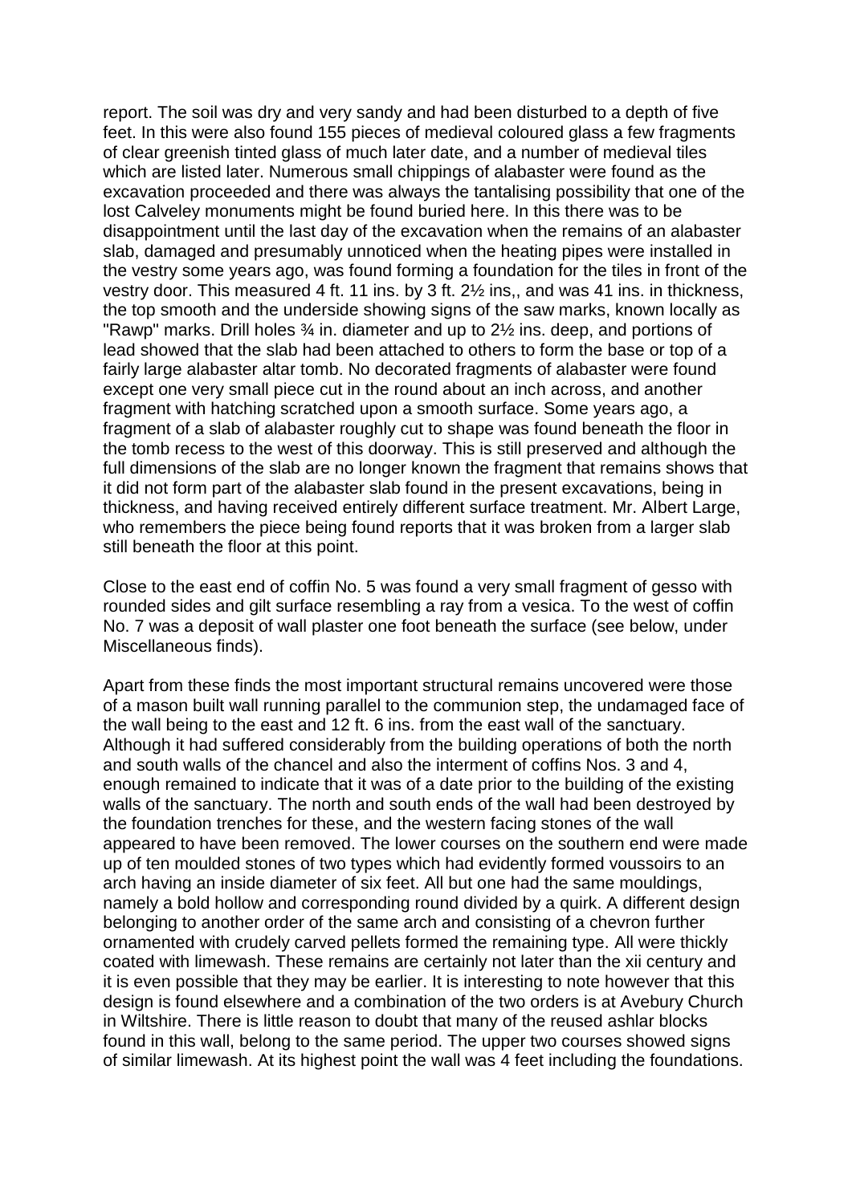report. The soil was dry and very sandy and had been disturbed to a depth of five feet. In this were also found 155 pieces of medieval coloured glass a few fragments of clear greenish tinted glass of much later date, and a number of medieval tiles which are listed later. Numerous small chippings of alabaster were found as the excavation proceeded and there was always the tantalising possibility that one of the lost Calveley monuments might be found buried here. In this there was to be disappointment until the last day of the excavation when the remains of an alabaster slab, damaged and presumably unnoticed when the heating pipes were installed in the vestry some years ago, was found forming a foundation for the tiles in front of the vestry door. This measured 4 ft. 11 ins. by 3 ft. 2½ ins,, and was 41 ins. in thickness, the top smooth and the underside showing signs of the saw marks, known locally as "Rawp" marks. Drill holes ¾ in. diameter and up to 2½ ins. deep, and portions of lead showed that the slab had been attached to others to form the base or top of a fairly large alabaster altar tomb. No decorated fragments of alabaster were found except one very small piece cut in the round about an inch across, and another fragment with hatching scratched upon a smooth surface. Some years ago, a fragment of a slab of alabaster roughly cut to shape was found beneath the floor in the tomb recess to the west of this doorway. This is still preserved and although the full dimensions of the slab are no longer known the fragment that remains shows that it did not form part of the alabaster slab found in the present excavations, being in thickness, and having received entirely different surface treatment. Mr. Albert Large, who remembers the piece being found reports that it was broken from a larger slab still beneath the floor at this point.

Close to the east end of coffin No. 5 was found a very small fragment of gesso with rounded sides and gilt surface resembling a ray from a vesica. To the west of coffin No. 7 was a deposit of wall plaster one foot beneath the surface (see below, under Miscellaneous finds).

Apart from these finds the most important structural remains uncovered were those of a mason built wall running parallel to the communion step, the undamaged face of the wall being to the east and 12 ft. 6 ins. from the east wall of the sanctuary. Although it had suffered considerably from the building operations of both the north and south walls of the chancel and also the interment of coffins Nos. 3 and 4, enough remained to indicate that it was of a date prior to the building of the existing walls of the sanctuary. The north and south ends of the wall had been destroyed by the foundation trenches for these, and the western facing stones of the wall appeared to have been removed. The lower courses on the southern end were made up of ten moulded stones of two types which had evidently formed voussoirs to an arch having an inside diameter of six feet. All but one had the same mouldings, namely a bold hollow and corresponding round divided by a quirk. A different design belonging to another order of the same arch and consisting of a chevron further ornamented with crudely carved pellets formed the remaining type. All were thickly coated with limewash. These remains are certainly not later than the xii century and it is even possible that they may be earlier. It is interesting to note however that this design is found elsewhere and a combination of the two orders is at Avebury Church in Wiltshire. There is little reason to doubt that many of the reused ashlar blocks found in this wall, belong to the same period. The upper two courses showed signs of similar limewash. At its highest point the wall was 4 feet including the foundations.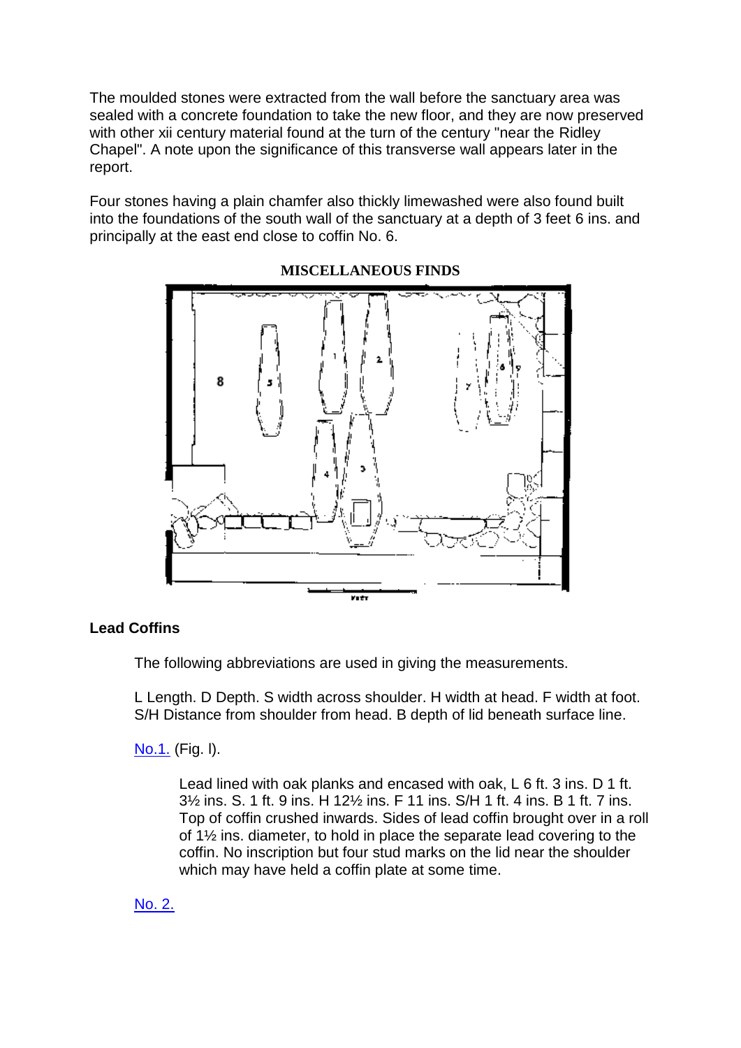The moulded stones were extracted from the wall before the sanctuary area was sealed with a concrete foundation to take the new floor, and they are now preserved with other xii century material found at the turn of the century "near the Ridley Chapel". A note upon the significance of this transverse wall appears later in the report.

Four stones having a plain chamfer also thickly limewashed were also found built into the foundations of the south wall of the sanctuary at a depth of 3 feet 6 ins. and principally at the east end close to coffin No. 6.

**MISCELLANEOUS FINDS**

### Lead Coffins

The following abbreviations are used in giving the measurements.

L Length. D Depth. S width across shoulder. H width at head. F width at foot. S/H Distance from shoulder from head. B depth of lid beneath surface line.

No.1. (Fig. l).

> Lead lined with oak planks and encased with oak, L 6 ft. 3 ins. D 1 ft. 3½ ins. S. 1 ft. 9 ins. H 12½ ins. F 11 ins. S/H 1 ft. 4 ins. B 1 ft. 7 ins. Top of coffin crushed inwards. Sides of lead coffin brought over in a roll of 1½ ins. diameter, to hold in place the separate lead covering to the coffin. No inscription but four stud marks on the lid near the shoulder which may have held a coffin plate at some time.

No. 2.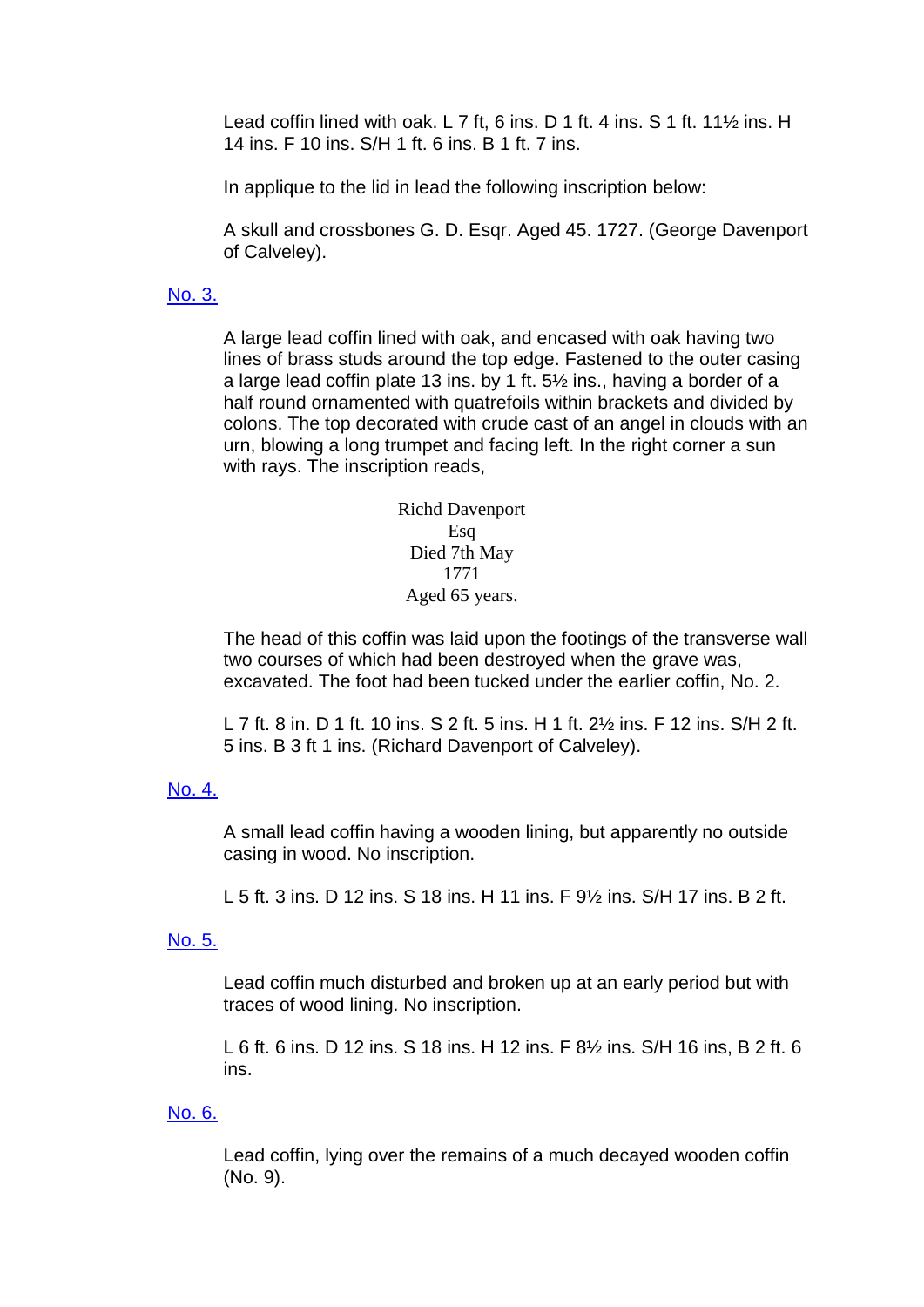Lead coffin lined with oak. L 7 ft, 6 ins. D 1 ft. 4 ins. S 1 ft. 11½ ins. H 14 ins. F 10 ins. S/H 1 ft. 6 ins. B 1 ft. 7 ins.

In applique to the lid in lead the following inscription below:

A skull and crossbones G. D. Esqr. Aged 45. 1727. (George Davenport of Calveley).

[No. 3.]

A large lead coffin lined with oak, and encased with oak having two lines of brass studs around the top edge. Fastened to the outer casing a large lead coffin plate 13 ins. by 1 ft. 5½ ins., having a border of a half round ornamented with quatrefoils within brackets and divided by colons. The top decorated with crude cast of an angel in clouds with an urn, blowing a long trumpet and facing left. In the right corner a sun with rays. The inscription reads,

Richd Davenport  
Esq  
Died 7th May  
1771  
Aged 65 years.

The head of this coffin was laid upon the footings of the transverse wall two courses of which had been destroyed when the grave was, excavated. The foot had been tucked under the earlier coffin, No. 2.

L 7 ft. 8 in. D 1 ft. 10 ins. S 2 ft. 5 ins. H 1 ft. 2½ ins. F 12 ins. S/H 2 ft. 5 ins. B 3 ft 1 ins. (Richard Davenport of Calveley).

[No. 4.]

A small lead coffin having a wooden lining, but apparently no outside casing in wood. No inscription.

L 5 ft. 3 ins. D 12 ins. S 18 ins. H 11 ins. F 9½ ins. S/H 17 ins. B 2 ft.

[No. 5.]

Lead coffin much disturbed and broken up at an early period but with traces of wood lining. No inscription.

L 6 ft. 6 ins. D 12 ins. S 18 ins. H 12 ins. F 8½ ins. S/H 16 ins, B 2 ft. 6 ins.

[No. 6.]

Lead coffin, lying over the remains of a much decayed wooden coffin (No. 9).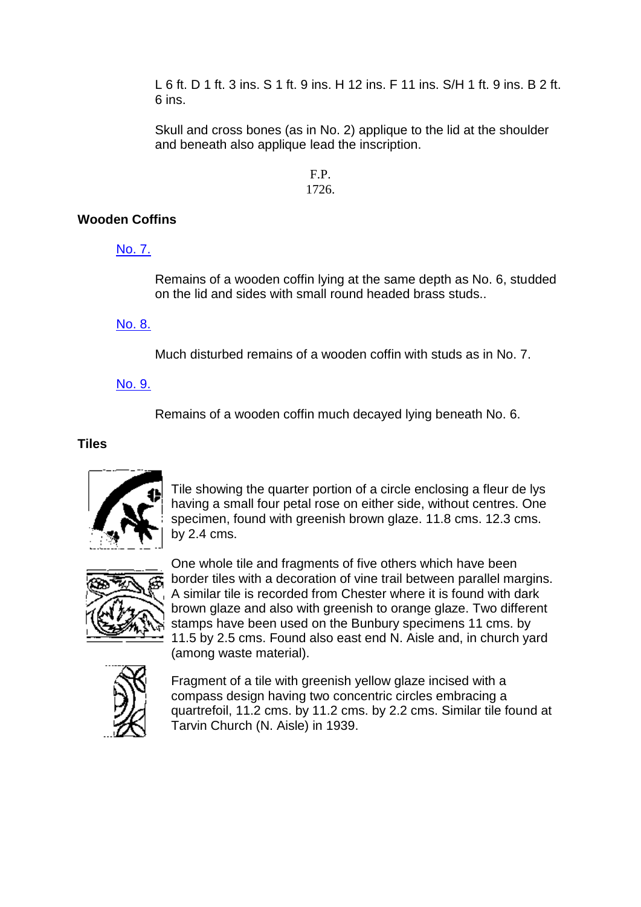L 6 ft. D 1 ft. 3 ins. S 1 ft. 9 ins. H 12 ins. F 11 ins. S/H 1 ft. 9 ins. B 2 ft. 6 ins.

Skull and cross bones (as in No. 2) applique to the lid at the shoulder and beneath also applique lead the inscription.

F.P.
1726.

**Wooden Coffins**

No. 7.

Remains of a wooden coffin lying at the same depth as No. 6, studded on the lid and sides with small round headed brass studs..

No. 8.

Much disturbed remains of a wooden coffin with studs as in No. 7.

No. 9.

Remains of a wooden coffin much decayed lying beneath No. 6.

**Tiles**

Tile showing the quarter portion of a circle enclosing a fleur de lys having a small four petal rose on either side, without centres. One specimen, found with greenish brown glaze. 11.8 cms. 12.3 cms. by 2.4 cms.

One whole tile and fragments of five others which have been border tiles with a decoration of vine trail between parallel margins. A similar tile is recorded from Chester where it is found with dark brown glaze and also with greenish to orange glaze. Two different stamps have been used on the Bunbury specimens 11 cms. by 11.5 by 2.5 cms. Found also east end N. Aisle and, in church yard (among waste material).

Fragment of a tile with greenish yellow glaze incised with a compass design having two concentric circles embracing a quartrefoil, 11.2 cms. by 11.2 cms. by 2.2 cms. Similar tile found at Tarvin Church (N. Aisle) in 1939.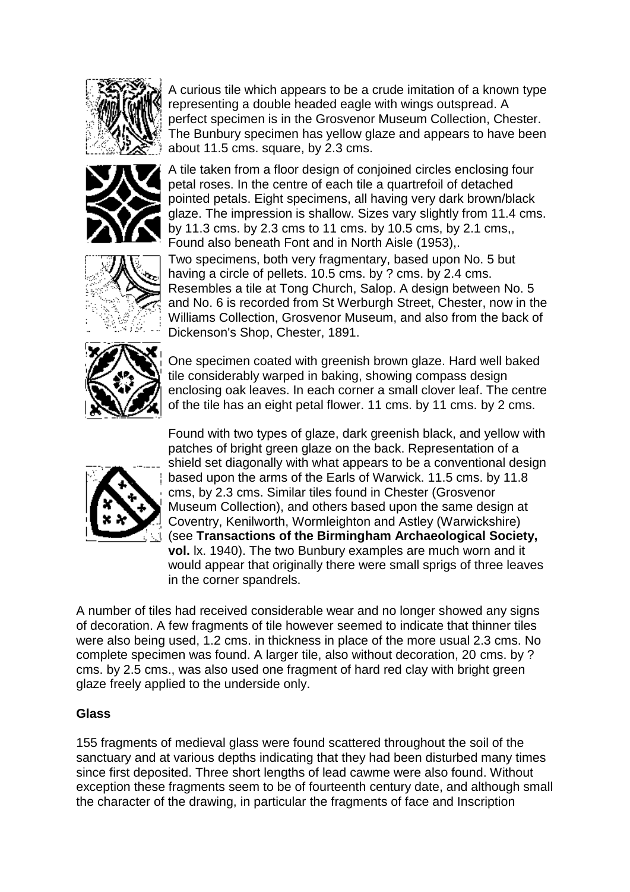A curious tile which appears to be a crude imitation of a known type representing a double headed eagle with wings outspread. A perfect specimen is in the Grosvenor Museum Collection, Chester. The Bunbury specimen has yellow glaze and appears to have been about 11.5 cms. square, by 2.3 cms.

A tile taken from a floor design of conjoined circles enclosing four petal roses. In the centre of each tile a quartrefoil of detached pointed petals. Eight specimens, all having very dark brown/black glaze. The impression is shallow. Sizes vary slightly from 11.4 cms. by 11.3 cms. by 2.3 cms to 11 cms. by 10.5 cms, by 2.1 cms,, Found also beneath Font and in North Aisle (1953),.

Two specimens, both very fragmentary, based upon No. 5 but having a circle of pellets. 10.5 cms. by ? cms. by 2.4 cms. Resembles a tile at Tong Church, Salop. A design between No. 5 and No. 6 is recorded from St Werburgh Street, Chester, now in the Williams Collection, Grosvenor Museum, and also from the back of Dickenson's Shop, Chester, 1891.

One specimen coated with greenish brown glaze. Hard well baked tile considerably warped in baking, showing compass design enclosing oak leaves. In each corner a small clover leaf. The centre of the tile has an eight petal flower. 11 cms. by 11 cms. by 2 cms.

Found with two types of glaze, dark greenish black, and yellow with patches of bright green glaze on the back. Representation of a shield set diagonally with what appears to be a conventional design based upon the arms of the Earls of Warwick. 11.5 cms. by 11.8 cms, by 2.3 cms. Similar tiles found in Chester (Grosvenor Museum Collection), and others based upon the same design at Coventry, Kenilworth, Wormleighton and Astley (Warwickshire) (see **Transactions of the Birmingham Archaeological Society, vol.** lx. 1940). The two Bunbury examples are much worn and it would appear that originally there were small sprigs of three leaves in the corner spandrels.

A number of tiles had received considerable wear and no longer showed any signs of decoration. A few fragments of tile however seemed to indicate that thinner tiles were also being used, 1.2 cms. in thickness in place of the more usual 2.3 cms. No complete specimen was found. A larger tile, also without decoration, 20 cms. by ? cms. by 2.5 cms., was also used one fragment of hard red clay with bright green glaze freely applied to the underside only.

**Glass**

155 fragments of medieval glass were found scattered throughout the soil of the sanctuary and at various depths indicating that they had been disturbed many times since first deposited. Three short lengths of lead cawme were also found. Without exception these fragments seem to be of fourteenth century date, and although small the character of the drawing, in particular the fragments of face and Inscription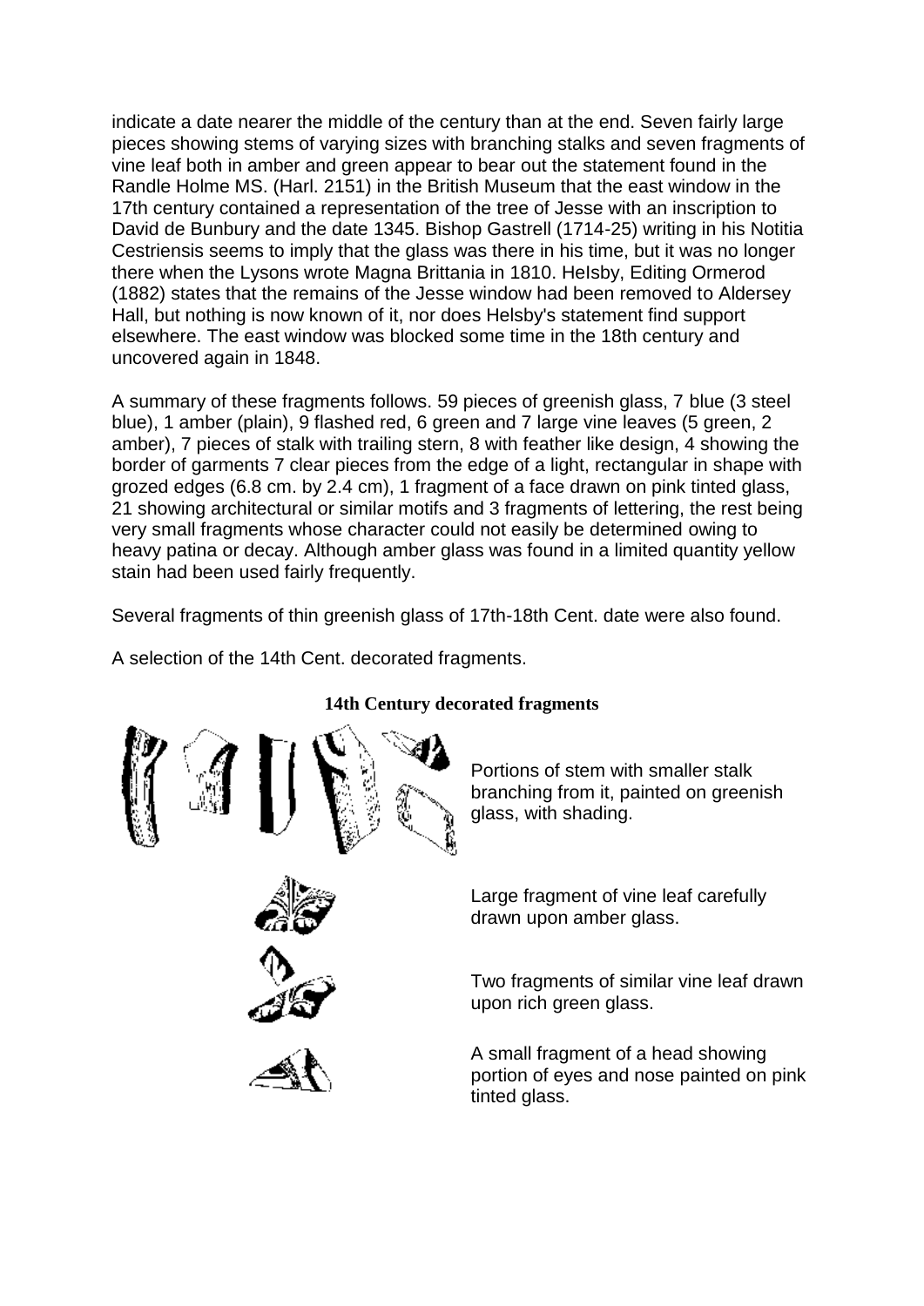indicate a date nearer the middle of the century than at the end. Seven fairly large pieces showing stems of varying sizes with branching stalks and seven fragments of vine leaf both in amber and green appear to bear out the statement found in the Randle Holme MS. (Harl. 2151) in the British Museum that the east window in the 17th century contained a representation of the tree of Jesse with an inscription to David de Bunbury and the date 1345. Bishop Gastrell (1714-25) writing in his Notitia Cestriensis seems to imply that the glass was there in his time, but it was no longer there when the Lysons wrote Magna Brittania in 1810. Helsby, Editing Ormerod (1882) states that the remains of the Jesse window had been removed to Aldersey Hall, but nothing is now known of it, nor does Helsby's statement find support elsewhere. The east window was blocked some time in the 18th century and uncovered again in 1848.

A summary of these fragments follows. 59 pieces of greenish glass, 7 blue (3 steel blue), 1 amber (plain), 9 flashed red, 6 green and 7 large vine leaves (5 green, 2 amber), 7 pieces of stalk with trailing stern, 8 with feather like design, 4 showing the border of garments 7 clear pieces from the edge of a light, rectangular in shape with grozed edges (6.8 cm. by 2.4 cm), 1 fragment of a face drawn on pink tinted glass, 21 showing architectural or similar motifs and 3 fragments of lettering, the rest being very small fragments whose character could not easily be determined owing to heavy patina or decay. Although amber glass was found in a limited quantity yellow stain had been used fairly frequently.

Several fragments of thin greenish glass of 17th-18th Cent. date were also found.

A selection of the 14th Cent. decorated fragments.

**14th Century decorated fragments**

Portions of stem with smaller stalk branching from it, painted on greenish glass, with shading.

Large fragment of vine leaf carefully drawn upon amber glass.

Two fragments of similar vine leaf drawn upon rich green glass.

A small fragment of a head showing portion of eyes and nose painted on pink tinted glass.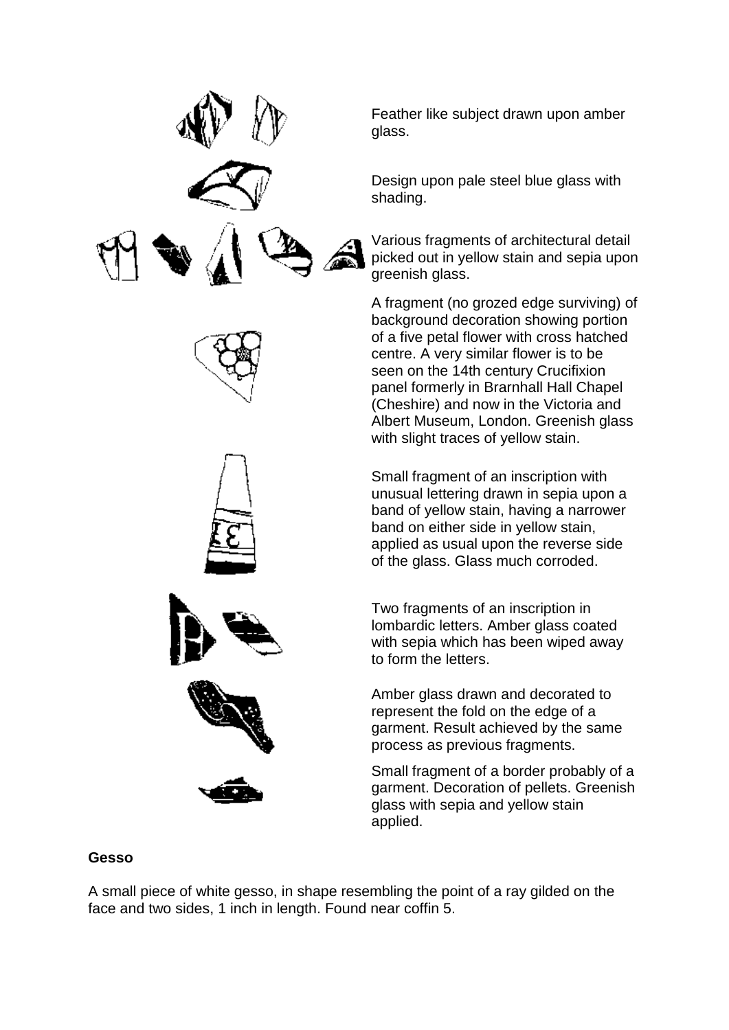Feather like subject drawn upon amber glass.

Design upon pale steel blue glass with shading.

Various fragments of architectural detail picked out in yellow stain and sepia upon greenish glass.

A fragment (no grozed edge surviving) of background decoration showing portion of a five petal flower with cross hatched centre. A very similar flower is to be seen on the 14th century Crucifixion panel formerly in Brarnhall Hall Chapel (Cheshire) and now in the Victoria and Albert Museum, London. Greenish glass with slight traces of yellow stain.

Small fragment of an inscription with unusual lettering drawn in sepia upon a band of yellow stain, having a narrower band on either side in yellow stain, applied as usual upon the reverse side of the glass. Glass much corroded.

Two fragments of an inscription in lombardic letters. Amber glass coated with sepia which has been wiped away to form the letters.

Amber glass drawn and decorated to represent the fold on the edge of a garment. Result achieved by the same process as previous fragments.

Small fragment of a border probably of a garment. Decoration of pellets. Greenish glass with sepia and yellow stain applied.

**Gesso**

A small piece of white gesso, in shape resembling the point of a ray gilded on the face and two sides, 1 inch in length. Found near coffin 5.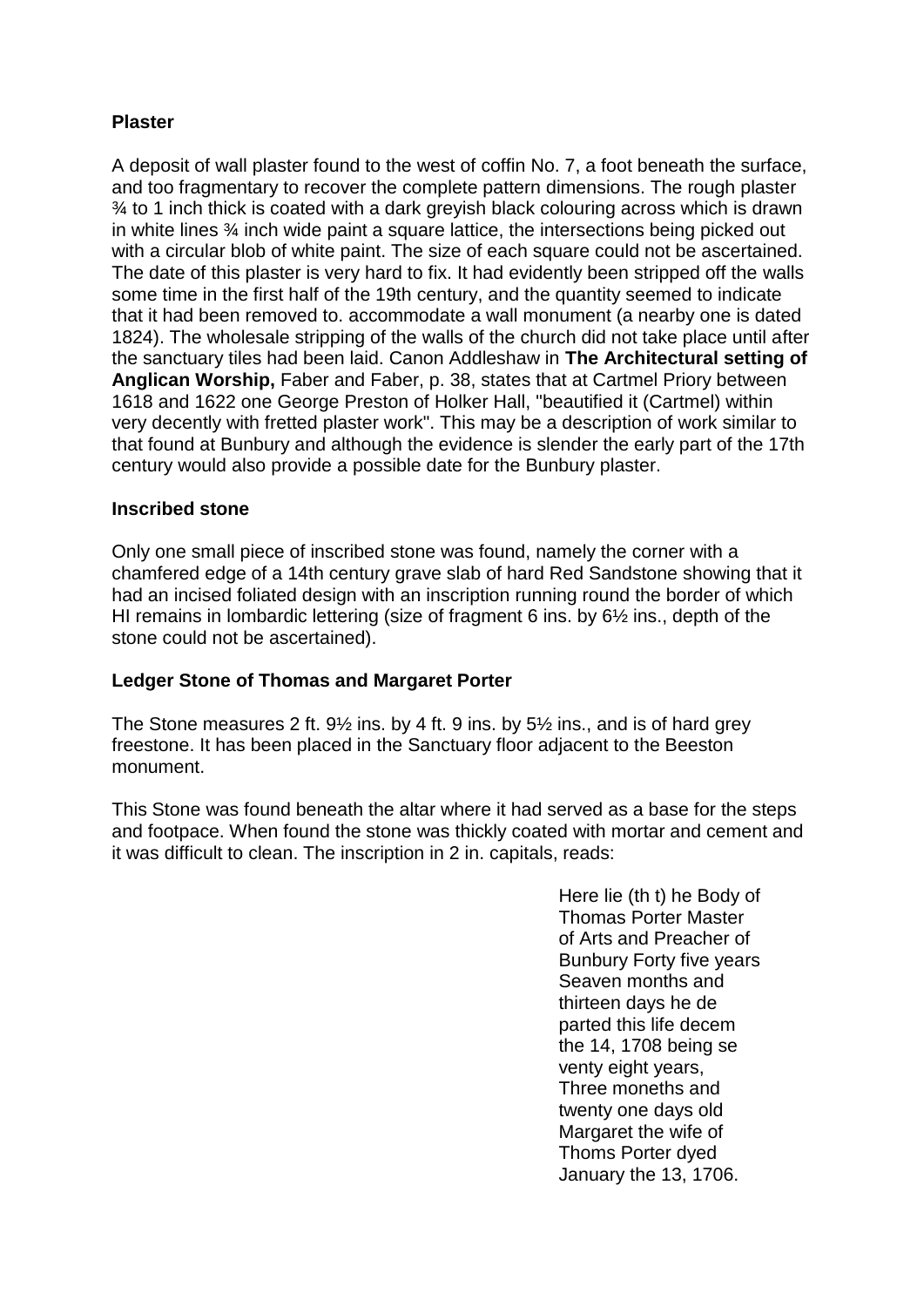**Plaster**

A deposit of wall plaster found to the west of coffin No. 7, a foot beneath the surface, and too fragmentary to recover the complete pattern dimensions. The rough plaster ¾ to 1 inch thick is coated with a dark greyish black colouring across which is drawn in white lines ¾ inch wide paint a square lattice, the intersections being picked out with a circular blob of white paint. The size of each square could not be ascertained. The date of this plaster is very hard to fix. It had evidently been stripped off the walls some time in the first half of the 19th century, and the quantity seemed to indicate that it had been removed to. accommodate a wall monument (a nearby one is dated 1824). The wholesale stripping of the walls of the church did not take place until after the sanctuary tiles had been laid. Canon Addleshaw in **The Architectural setting of Anglican Worship,** Faber and Faber, p. 38, states that at Cartmel Priory between 1618 and 1622 one George Preston of Holker Hall, "beautified it (Cartmel) within very decently with fretted plaster work". This may be a description of work similar to that found at Bunbury and although the evidence is slender the early part of the 17th century would also provide a possible date for the Bunbury plaster.

**Inscribed stone**

Only one small piece of inscribed stone was found, namely the corner with a chamfered edge of a 14th century grave slab of hard Red Sandstone showing that it had an incised foliated design with an inscription running round the border of which HI remains in lombardic lettering (size of fragment 6 ins. by 6½ ins., depth of the stone could not be ascertained).

**Ledger Stone of Thomas and Margaret Porter**

The Stone measures 2 ft. 9½ ins. by 4 ft. 9 ins. by 5½ ins., and is of hard grey freestone. It has been placed in the Sanctuary floor adjacent to the Beeston monument.

This Stone was found beneath the altar where it had served as a base for the steps and footpace. When found the stone was thickly coated with mortar and cement and it was difficult to clean. The inscription in 2 in. capitals, reads:

Here lie (th t) he Body of  
Thomas Porter Master  
of Arts and Preacher of  
Bunbury Forty five years  
Seaven months and  
thirteen days he de  
parted this life decem  
the 14, 1708 being se  
venty eight years,  
Three moneths and  
twenty one days old  
Margaret the wife of  
Thoms Porter dyed  
January the 13, 1706.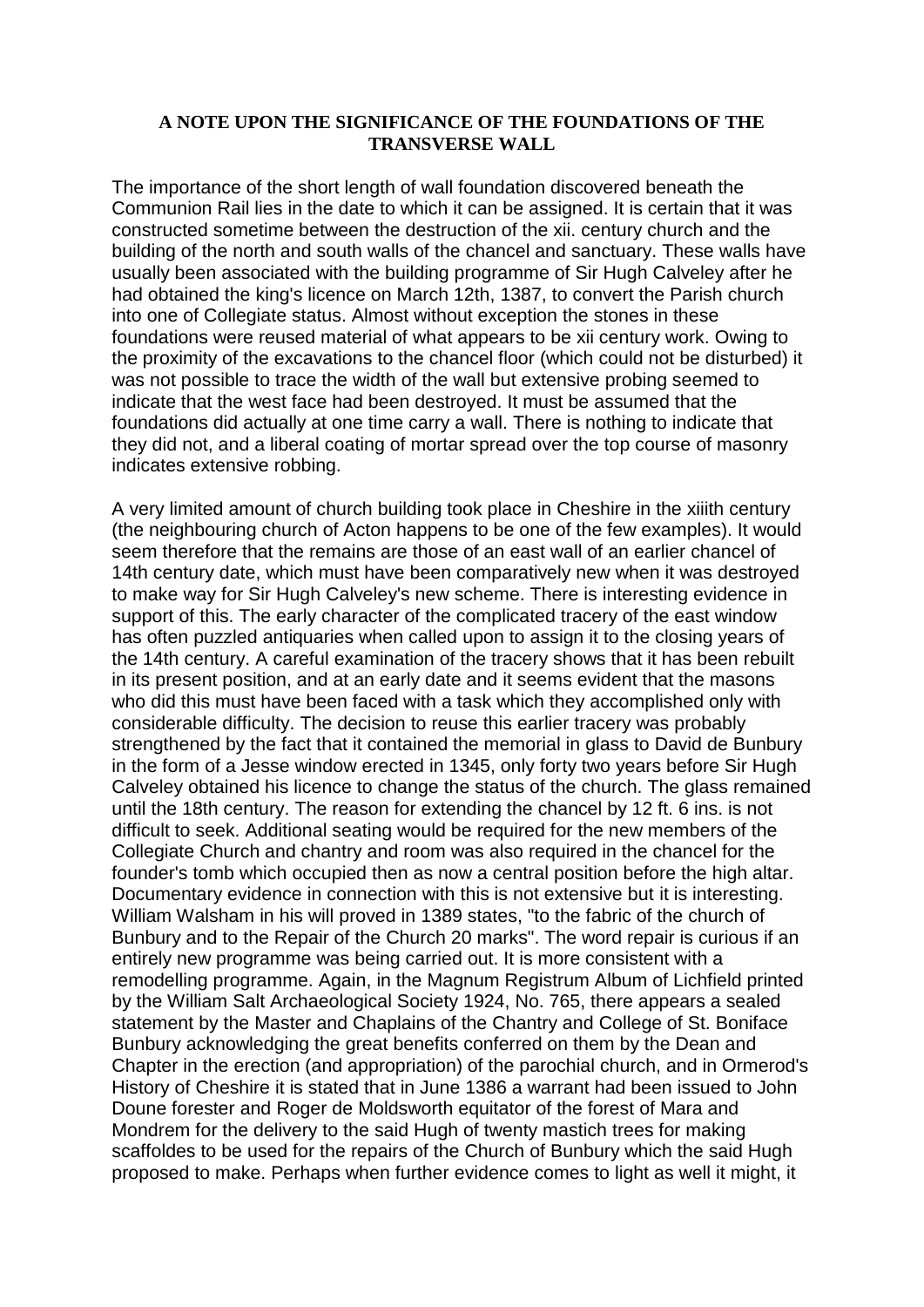**A NOTE UPON THE SIGNIFICANCE OF THE FOUNDATIONS OF THE TRANSVERSE WALL**

The importance of the short length of wall foundation discovered beneath the Communion Rail lies in the date to which it can be assigned. It is certain that it was constructed sometime between the destruction of the xii. century church and the building of the north and south walls of the chancel and sanctuary. These walls have usually been associated with the building programme of Sir Hugh Calveley after he had obtained the king's licence on March 12th, 1387, to convert the Parish church into one of Collegiate status. Almost without exception the stones in these foundations were reused material of what appears to be xii century work. Owing to the proximity of the excavations to the chancel floor (which could not be disturbed) it was not possible to trace the width of the wall but extensive probing seemed to indicate that the west face had been destroyed. It must be assumed that the foundations did actually at one time carry a wall. There is nothing to indicate that they did not, and a liberal coating of mortar spread over the top course of masonry indicates extensive robbing.

A very limited amount of church building took place in Cheshire in the xiiith century (the neighbouring church of Acton happens to be one of the few examples). It would seem therefore that the remains are those of an east wall of an earlier chancel of 14th century date, which must have been comparatively new when it was destroyed to make way for Sir Hugh Calveley's new scheme. There is interesting evidence in support of this. The early character of the complicated tracery of the east window has often puzzled antiquaries when called upon to assign it to the closing years of the 14th century. A careful examination of the tracery shows that it has been rebuilt in its present position, and at an early date and it seems evident that the masons who did this must have been faced with a task which they accomplished only with considerable difficulty. The decision to reuse this earlier tracery was probably strengthened by the fact that it contained the memorial in glass to David de Bunbury in the form of a Jesse window erected in 1345, only forty two years before Sir Hugh Calveley obtained his licence to change the status of the church. The glass remained until the 18th century. The reason for extending the chancel by 12 ft. 6 ins. is not difficult to seek. Additional seating would be required for the new members of the Collegiate Church and chantry and room was also required in the chancel for the founder's tomb which occupied then as now a central position before the high altar. Documentary evidence in connection with this is not extensive but it is interesting. William Walsham in his will proved in 1389 states, "to the fabric of the church of Bunbury and to the Repair of the Church 20 marks". The word repair is curious if an entirely new programme was being carried out. It is more consistent with a remodelling programme. Again, in the Magnum Registrum Album of Lichfield printed by the William Salt Archaeological Society 1924, No. 765, there appears a sealed statement by the Master and Chaplains of the Chantry and College of St. Boniface Bunbury acknowledging the great benefits conferred on them by the Dean and Chapter in the erection (and appropriation) of the parochial church, and in Ormerod's History of Cheshire it is stated that in June 1386 a warrant had been issued to John Doune forester and Roger de Moldsworth equitator of the forest of Mara and Mondrem for the delivery to the said Hugh of twenty mastich trees for making scaffoldes to be used for the repairs of the Church of Bunbury which the said Hugh proposed to make. Perhaps when further evidence comes to light as well it might, it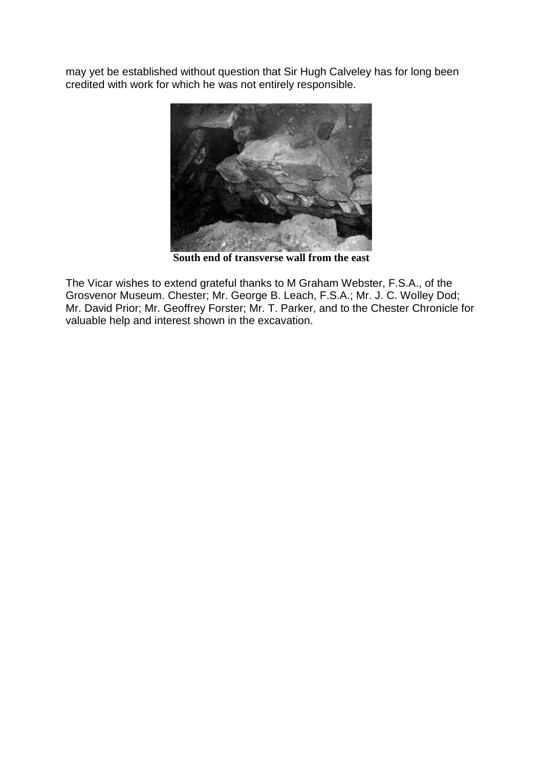may yet be established without question that Sir Hugh Calveley has for long been credited with work for which he was not entirely responsible.

**South end of transverse wall from the east**

The Vicar wishes to extend grateful thanks to M Graham Webster, F.S.A., of the Grosvenor Museum. Chester; Mr. George B. Leach, F.S.A.; Mr. J. C. Wolley Dod; Mr. David Prior; Mr. Geoffrey Forster; Mr. T. Parker, and to the Chester Chronicle for valuable help and interest shown in the excavation.